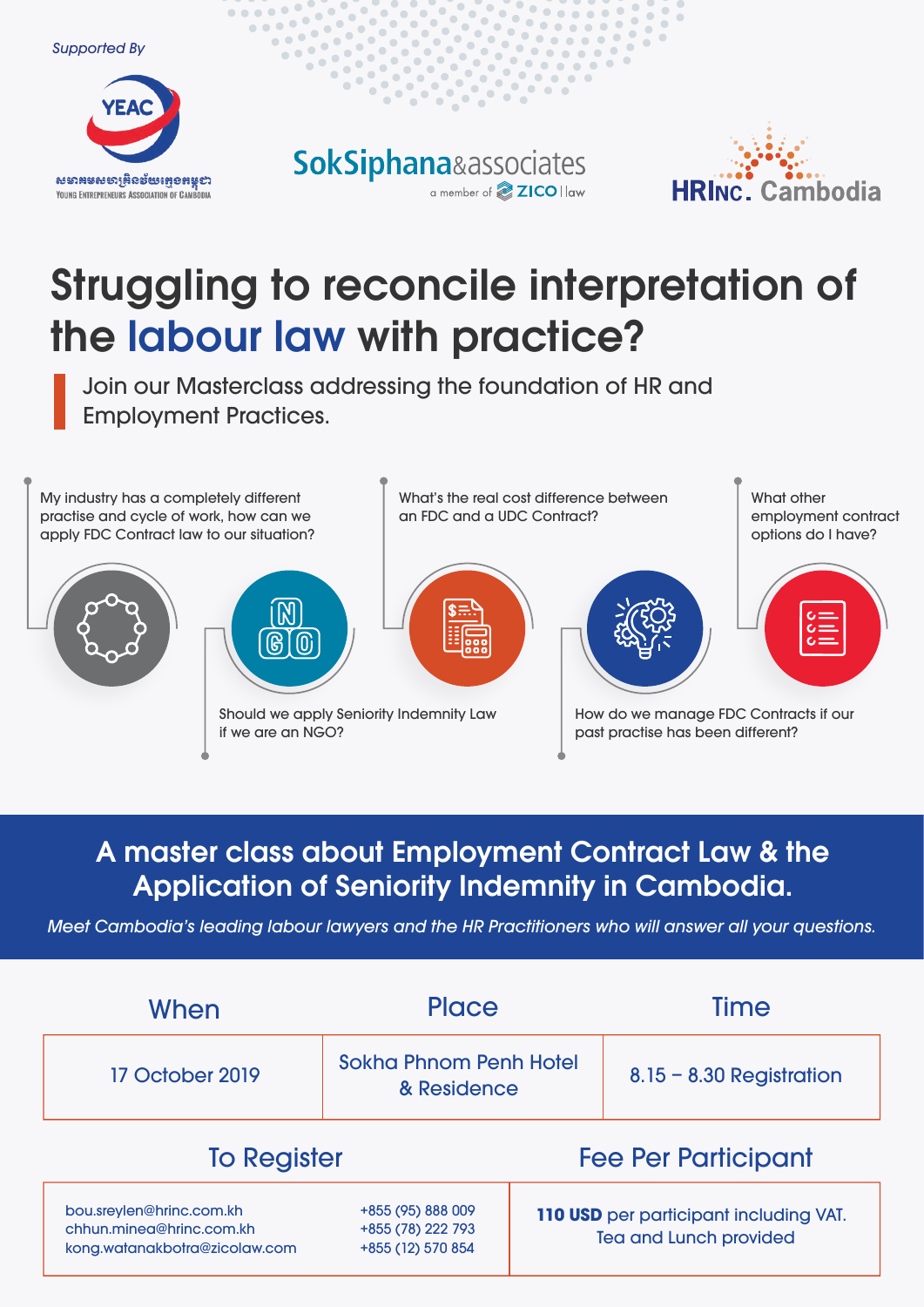Supported By

YEAC

សមាគមសហគ្រិនវ័យក្មេងកម្ពុជា
YOUNG ENTREPRENEURS ASSOCIATION OF CAMBODIA

SokSiphana&associates
a member of ZICO law

HRInc. Cambodia

# Struggling to reconcile interpretation of the labour law with practice?

Join our Masterclass addressing the foundation of HR and Employment Practices.

My industry has a completely different practise and cycle of work, how can we apply FDC Contract law to our situation?

Should we apply Seniority Indemnity Law if we are an NGO?

What's the real cost difference between an FDC and a UDC Contract?

How do we manage FDC Contracts if our past practise has been different?

What other employment contract options do I have?

## A master class about Employment Contract Law & the Application of Seniority Indemnity in Cambodia.

*Meet Cambodia's leading labour lawyers and the HR Practitioners who will answer all your questions.*

| When | Place | Time |
| --- | --- | --- |
| 17 October 2019 | Sokha Phnom Penh Hotel & Residence | 8.15 – 8.30 Registration |

| To Register | | Fee Per Participant |
| --- | --- | --- |
| bou.sreylen@hrinc.com.kh<br>chhun.minea@hrinc.com.kh<br>kong.watanakbotra@zicolaw.com | +855 (95) 888 009<br>+855 (78) 222 793<br>+855 (12) 570 854 | **110 USD** per participant including VAT. Tea and Lunch provided |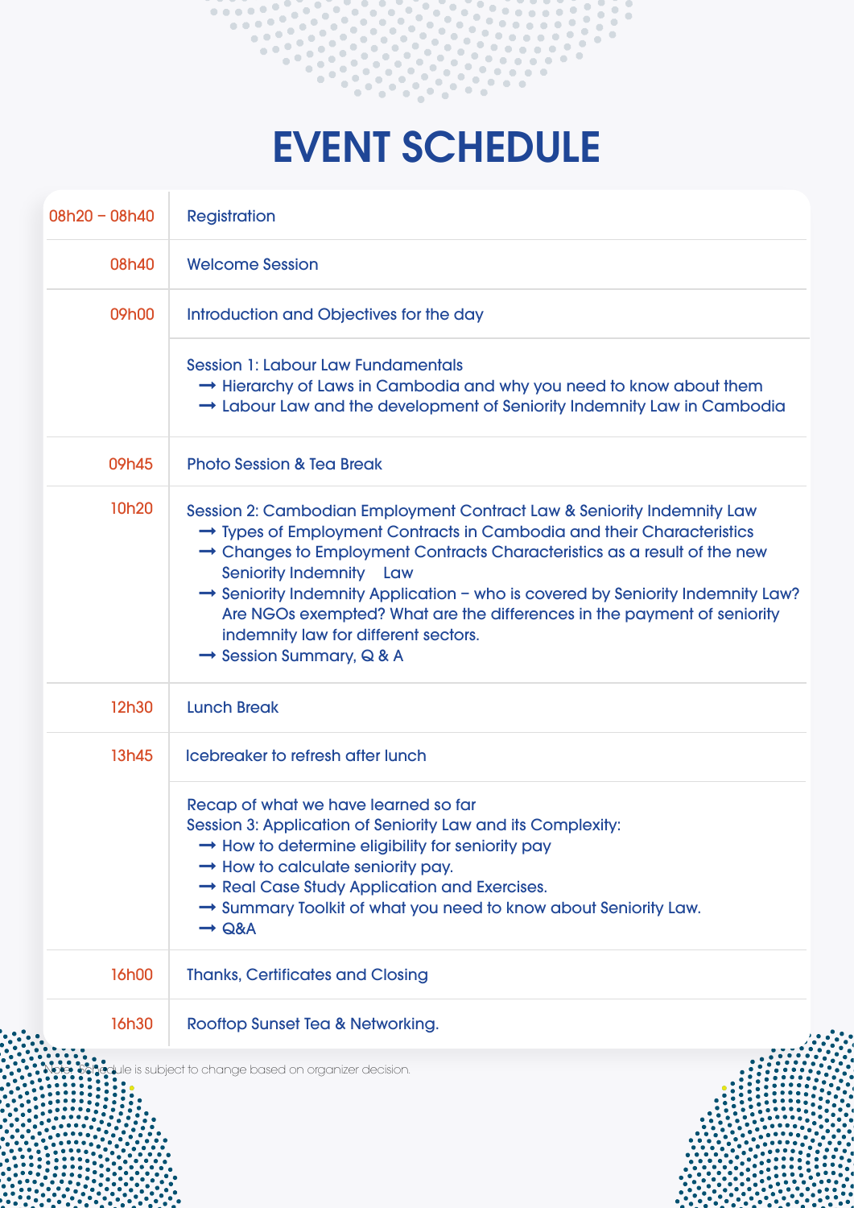# EVENT SCHEDULE

| Time | Activity |
|---|---|
| 08h20 – 08h40 | Registration |
| 08h40 | Welcome Session |
| 09h00 | Introduction and Objectives for the day |
| | Session 1: Labour Law Fundamentals<br>→ Hierarchy of Laws in Cambodia and why you need to know about them<br>→ Labour Law and the development of Seniority Indemnity Law in Cambodia |
| 09h45 | Photo Session & Tea Break |
| 10h20 | Session 2: Cambodian Employment Contract Law & Seniority Indemnity Law<br>→ Types of Employment Contracts in Cambodia and their Characteristics<br>→ Changes to Employment Contracts Characteristics as a result of the new Seniority Indemnity Law<br>→ Seniority Indemnity Application – who is covered by Seniority Indemnity Law? Are NGOs exempted? What are the differences in the payment of seniority indemnity law for different sectors.<br>→ Session Summary, Q & A |
| 12h30 | Lunch Break |
| 13h45 | Icebreaker to refresh after lunch |
| | Recap of what we have learned so far<br>Session 3: Application of Seniority Law and its Complexity:<br>→ How to determine eligibility for seniority pay<br>→ How to calculate seniority pay.<br>→ Real Case Study Application and Exercises.<br>→ Summary Toolkit of what you need to know about Seniority Law.<br>→ Q&A |
| 16h00 | Thanks, Certificates and Closing |
| 16h30 | Rooftop Sunset Tea & Networking. |

Note: Schedule is subject to change based on organizer decision.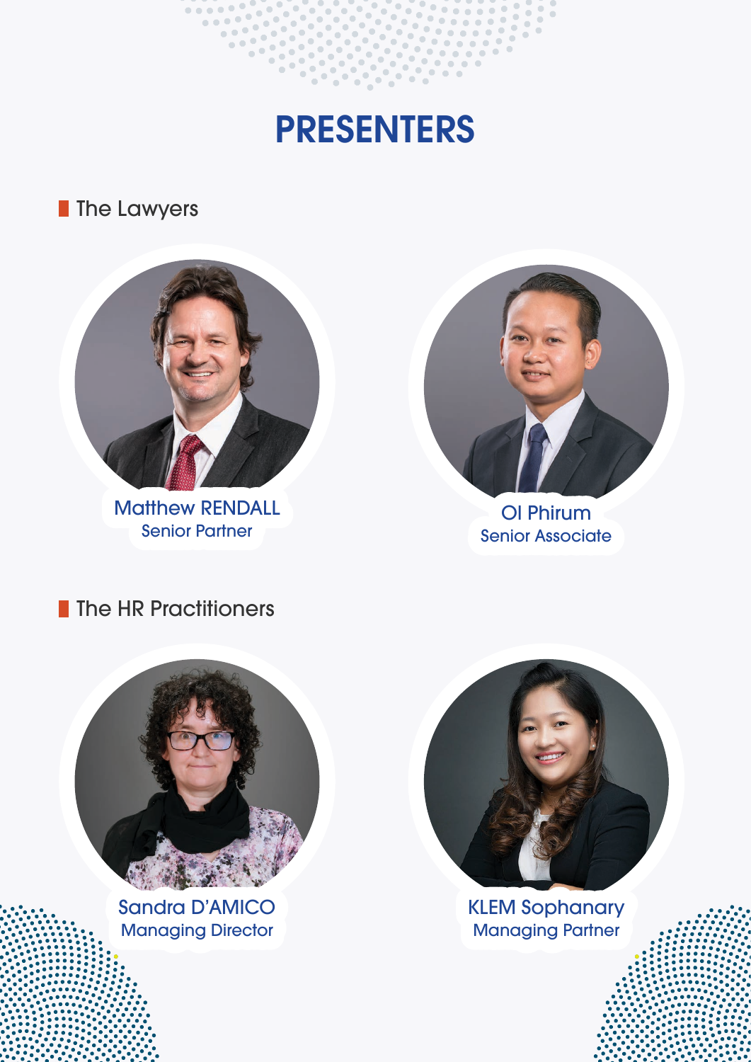# PRESENTERS

## The Lawyers

Matthew RENDALL
Senior Partner

OI Phirum
Senior Associate

## The HR Practitioners

Sandra D'AMICO
Managing Director

KLEM Sophanary
Managing Partner